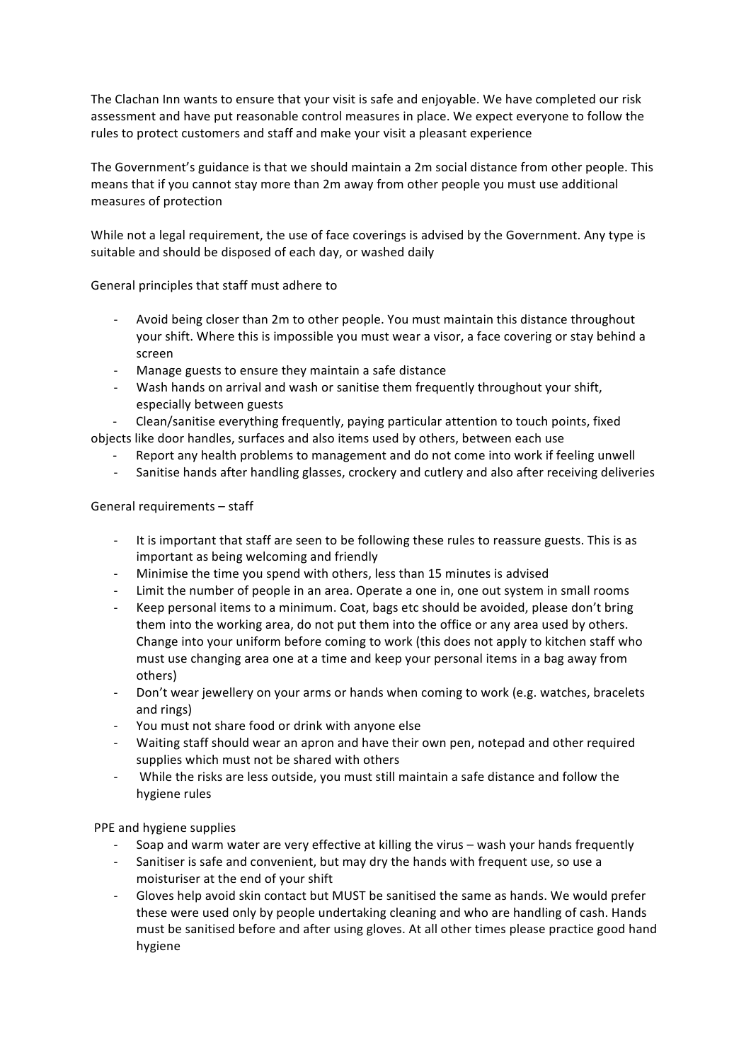The Clachan Inn wants to ensure that your visit is safe and enjoyable. We have completed our risk assessment and have put reasonable control measures in place. We expect everyone to follow the rules to protect customers and staff and make your visit a pleasant experience

The Government's guidance is that we should maintain a 2m social distance from other people. This means that if you cannot stay more than 2m away from other people you must use additional measures of protection

While not a legal requirement, the use of face coverings is advised by the Government. Any type is suitable and should be disposed of each day, or washed daily

General principles that staff must adhere to

- Avoid being closer than 2m to other people. You must maintain this distance throughout your shift. Where this is impossible you must wear a visor, a face covering or stay behind a screen
- Manage guests to ensure they maintain a safe distance
- Wash hands on arrival and wash or sanitise them frequently throughout your shift, especially between guests
- Clean/sanitise everything frequently, paying particular attention to touch points, fixed objects like door handles, surfaces and also items used by others, between each use
- Report any health problems to management and do not come into work if feeling unwell
- Sanitise hands after handling glasses, crockery and cutlery and also after receiving deliveries

General requirements – staff

- It is important that staff are seen to be following these rules to reassure guests. This is as important as being welcoming and friendly
- Minimise the time you spend with others, less than 15 minutes is advised
- Limit the number of people in an area. Operate a one in, one out system in small rooms
- Keep personal items to a minimum. Coat, bags etc should be avoided, please don't bring them into the working area, do not put them into the office or any area used by others. Change into your uniform before coming to work (this does not apply to kitchen staff who must use changing area one at a time and keep your personal items in a bag away from others)
- Don't wear jewellery on your arms or hands when coming to work (e.g. watches, bracelets and rings)
- You must not share food or drink with anyone else
- Waiting staff should wear an apron and have their own pen, notepad and other required supplies which must not be shared with others
- While the risks are less outside, you must still maintain a safe distance and follow the hygiene rules

PPE and hygiene supplies

- Soap and warm water are very effective at killing the virus – wash your hands frequently
- Sanitiser is safe and convenient, but may dry the hands with frequent use, so use a moisturiser at the end of your shift
- Gloves help avoid skin contact but MUST be sanitised the same as hands. We would prefer these were used only by people undertaking cleaning and who are handling of cash. Hands must be sanitised before and after using gloves. At all other times please practice good hand hygiene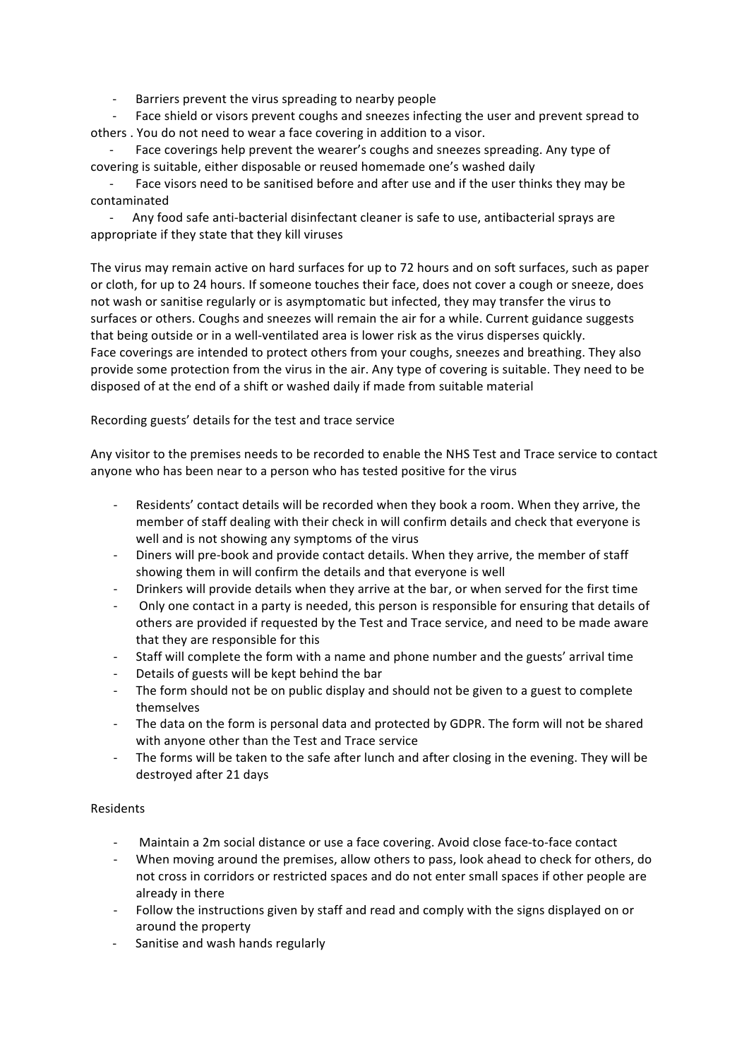- Barriers prevent the virus spreading to nearby people
- Face shield or visors prevent coughs and sneezes infecting the user and prevent spread to others . You do not need to wear a face covering in addition to a visor.
- Face coverings help prevent the wearer's coughs and sneezes spreading. Any type of covering is suitable, either disposable or reused homemade one's washed daily
- Face visors need to be sanitised before and after use and if the user thinks they may be contaminated
- Any food safe anti-bacterial disinfectant cleaner is safe to use, antibacterial sprays are appropriate if they state that they kill viruses

The virus may remain active on hard surfaces for up to 72 hours and on soft surfaces, such as paper or cloth, for up to 24 hours. If someone touches their face, does not cover a cough or sneeze, does not wash or sanitise regularly or is asymptomatic but infected, they may transfer the virus to surfaces or others. Coughs and sneezes will remain the air for a while. Current guidance suggests that being outside or in a well-ventilated area is lower risk as the virus disperses quickly.
Face coverings are intended to protect others from your coughs, sneezes and breathing. They also provide some protection from the virus in the air. Any type of covering is suitable. They need to be disposed of at the end of a shift or washed daily if made from suitable material

Recording guests' details for the test and trace service

Any visitor to the premises needs to be recorded to enable the NHS Test and Trace service to contact anyone who has been near to a person who has tested positive for the virus

- Residents' contact details will be recorded when they book a room. When they arrive, the member of staff dealing with their check in will confirm details and check that everyone is well and is not showing any symptoms of the virus
- Diners will pre-book and provide contact details. When they arrive, the member of staff showing them in will confirm the details and that everyone is well
- Drinkers will provide details when they arrive at the bar, or when served for the first time
- Only one contact in a party is needed, this person is responsible for ensuring that details of others are provided if requested by the Test and Trace service, and need to be made aware that they are responsible for this
- Staff will complete the form with a name and phone number and the guests' arrival time
- Details of guests will be kept behind the bar
- The form should not be on public display and should not be given to a guest to complete themselves
- The data on the form is personal data and protected by GDPR. The form will not be shared with anyone other than the Test and Trace service
- The forms will be taken to the safe after lunch and after closing in the evening. They will be destroyed after 21 days

Residents

- Maintain a 2m social distance or use a face covering. Avoid close face-to-face contact
- When moving around the premises, allow others to pass, look ahead to check for others, do not cross in corridors or restricted spaces and do not enter small spaces if other people are already in there
- Follow the instructions given by staff and read and comply with the signs displayed on or around the property
- Sanitise and wash hands regularly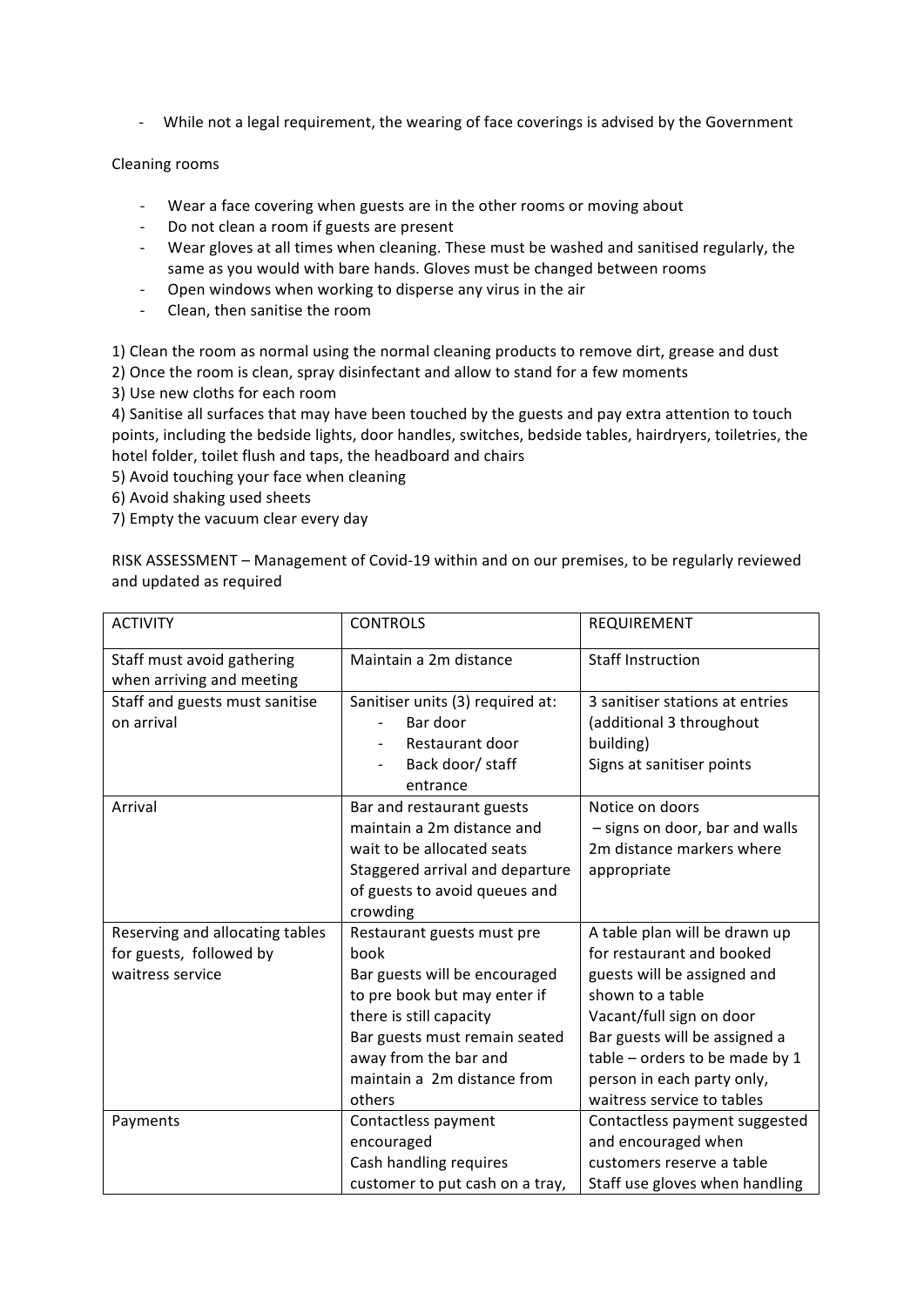- While not a legal requirement, the wearing of face coverings is advised by the Government

Cleaning rooms

- Wear a face covering when guests are in the other rooms or moving about
- Do not clean a room if guests are present
- Wear gloves at all times when cleaning. These must be washed and sanitised regularly, the same as you would with bare hands. Gloves must be changed between rooms
- Open windows when working to disperse any virus in the air
- Clean, then sanitise the room

1) Clean the room as normal using the normal cleaning products to remove dirt, grease and dust
2) Once the room is clean, spray disinfectant and allow to stand for a few moments
3) Use new cloths for each room
4) Sanitise all surfaces that may have been touched by the guests and pay extra attention to touch points, including the bedside lights, door handles, switches, bedside tables, hairdryers, toiletries, the hotel folder, toilet flush and taps, the headboard and chairs
5) Avoid touching your face when cleaning
6) Avoid shaking used sheets
7) Empty the vacuum clear every day

RISK ASSESSMENT – Management of Covid-19 within and on our premises, to be regularly reviewed and updated as required

| ACTIVITY | CONTROLS | REQUIREMENT |
|---|---|---|
| Staff must avoid gathering when arriving and meeting | Maintain a 2m distance | Staff Instruction |
| Staff and guests must sanitise on arrival | Sanitiser units (3) required at:<br>- Bar door<br>- Restaurant door<br>- Back door/ staff entrance | 3 sanitiser stations at entries (additional 3 throughout building)<br>Signs at sanitiser points |
| Arrival | Bar and restaurant guests maintain a 2m distance and wait to be allocated seats<br>Staggered arrival and departure of guests to avoid queues and crowding | Notice on doors<br>– signs on door, bar and walls<br>2m distance markers where appropriate |
| Reserving and allocating tables for guests, followed by waitress service | Restaurant guests must pre book<br>Bar guests will be encouraged to pre book but may enter if there is still capacity<br>Bar guests must remain seated away from the bar and maintain a 2m distance from others | A table plan will be drawn up for restaurant and booked guests will be assigned and shown to a table<br>Vacant/full sign on door<br>Bar guests will be assigned a table – orders to be made by 1 person in each party only, waitress service to tables |
| Payments | Contactless payment encouraged<br>Cash handling requires customer to put cash on a tray, | Contactless payment suggested and encouraged when customers reserve a table<br>Staff use gloves when handling |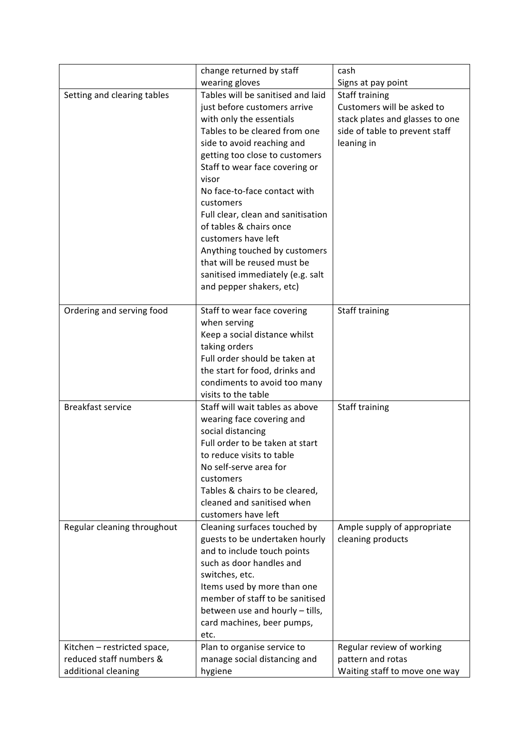| | | |
|---|---|---|
| | change returned by staff wearing gloves | cash<br>Signs at pay point |
| Setting and clearing tables | Tables will be sanitised and laid just before customers arrive with only the essentials<br>Tables to be cleared from one side to avoid reaching and getting too close to customers<br>Staff to wear face covering or visor<br>No face-to-face contact with customers<br>Full clear, clean and sanitisation of tables & chairs once customers have left<br>Anything touched by customers that will be reused must be sanitised immediately (e.g. salt and pepper shakers, etc) | Staff training<br>Customers will be asked to stack plates and glasses to one side of table to prevent staff leaning in |
| Ordering and serving food | Staff to wear face covering when serving<br>Keep a social distance whilst taking orders<br>Full order should be taken at the start for food, drinks and condiments to avoid too many visits to the table | Staff training |
| Breakfast service | Staff will wait tables as above wearing face covering and social distancing<br>Full order to be taken at start to reduce visits to table<br>No self-serve area for customers<br>Tables & chairs to be cleared, cleaned and sanitised when customers have left | Staff training |
| Regular cleaning throughout | Cleaning surfaces touched by guests to be undertaken hourly and to include touch points such as door handles and switches, etc.<br>Items used by more than one member of staff to be sanitised between use and hourly – tills, card machines, beer pumps, etc. | Ample supply of appropriate cleaning products |
| Kitchen – restricted space, reduced staff numbers & additional cleaning | Plan to organise service to manage social distancing and hygiene | Regular review of working pattern and rotas<br>Waiting staff to move one way |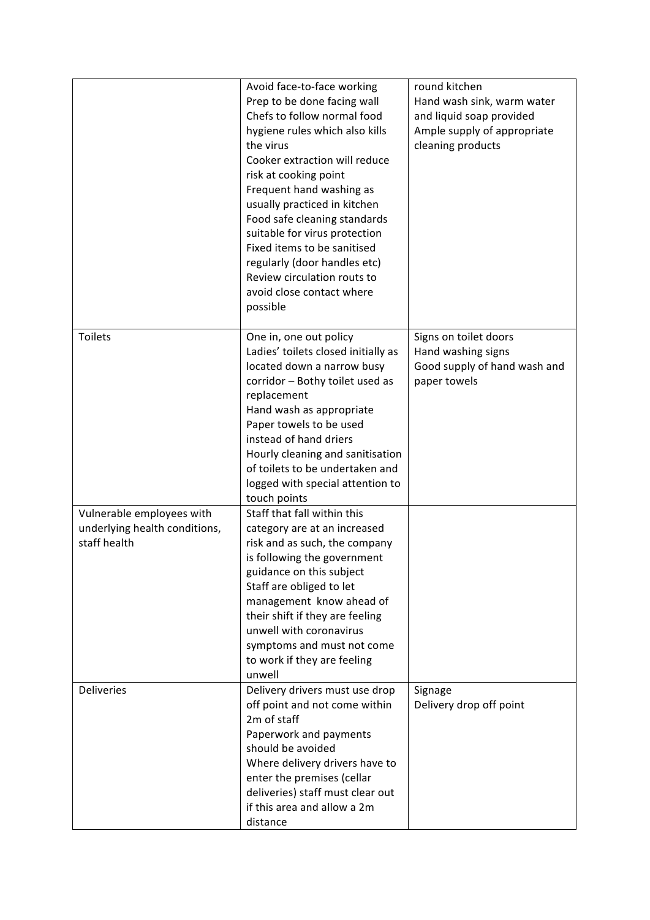| | | |
|---|---|---|
| | Avoid face-to-face working<br>Prep to be done facing wall<br>Chefs to follow normal food hygiene rules which also kills the virus<br>Cooker extraction will reduce risk at cooking point<br>Frequent hand washing as usually practiced in kitchen<br>Food safe cleaning standards suitable for virus protection<br>Fixed items to be sanitised regularly (door handles etc)<br>Review circulation routs to avoid close contact where possible | round kitchen<br>Hand wash sink, warm water and liquid soap provided<br>Ample supply of appropriate cleaning products |
| Toilets | One in, one out policy<br>Ladies' toilets closed initially as located down a narrow busy corridor – Bothy toilet used as replacement<br>Hand wash as appropriate<br>Paper towels to be used instead of hand driers<br>Hourly cleaning and sanitisation of toilets to be undertaken and logged with special attention to touch points | Signs on toilet doors<br>Hand washing signs<br>Good supply of hand wash and paper towels |
| Vulnerable employees with underlying health conditions, staff health | Staff that fall within this category are at an increased risk and as such, the company is following the government guidance on this subject<br>Staff are obliged to let management know ahead of their shift if they are feeling unwell with coronavirus symptoms and must not come to work if they are feeling unwell | |
| Deliveries | Delivery drivers must use drop off point and not come within 2m of staff<br>Paperwork and payments should be avoided<br>Where delivery drivers have to enter the premises (cellar deliveries) staff must clear out if this area and allow a 2m distance | Signage<br>Delivery drop off point |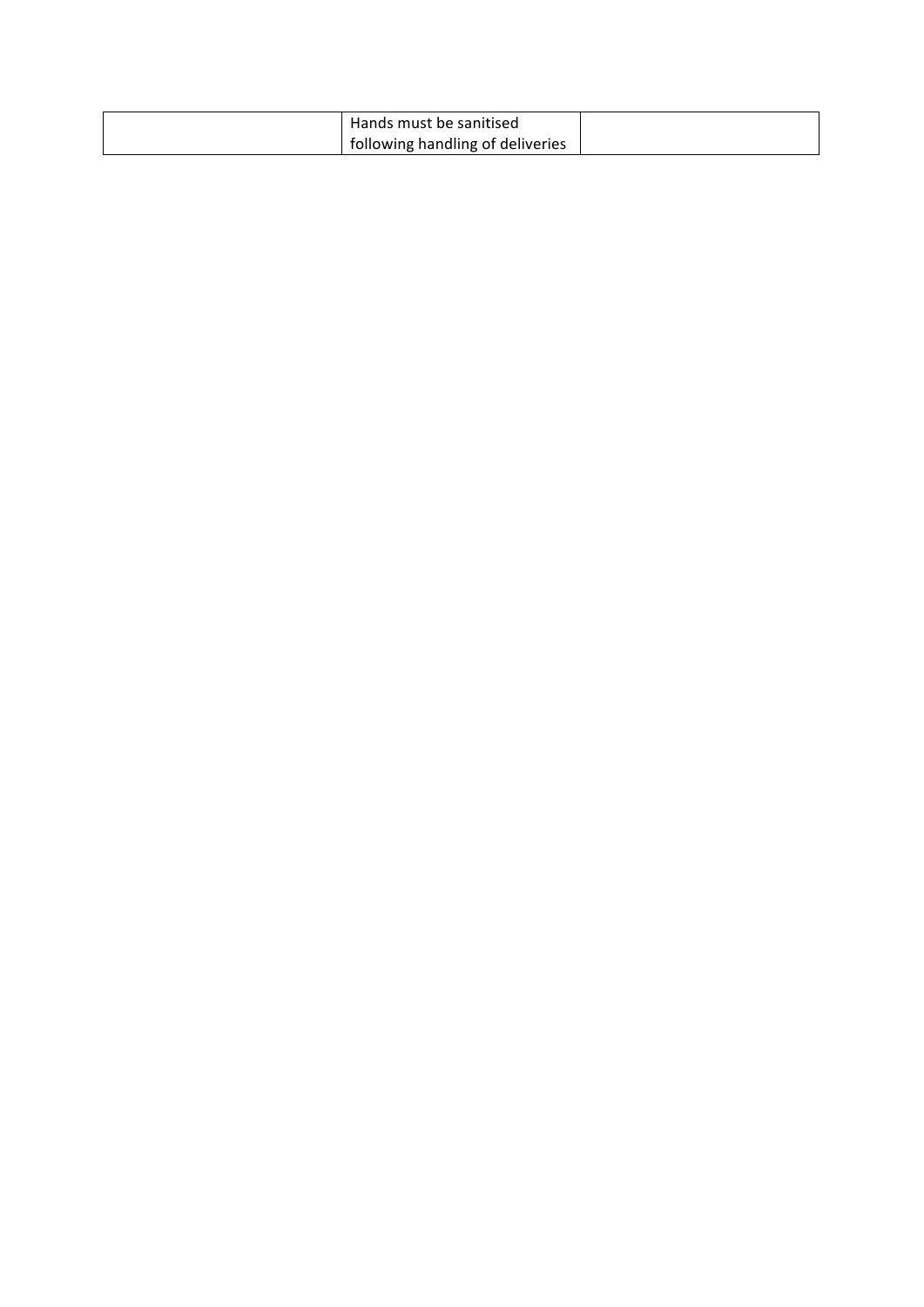| | | |
|---|---|---|
| | Hands must be sanitised following handling of deliveries | |